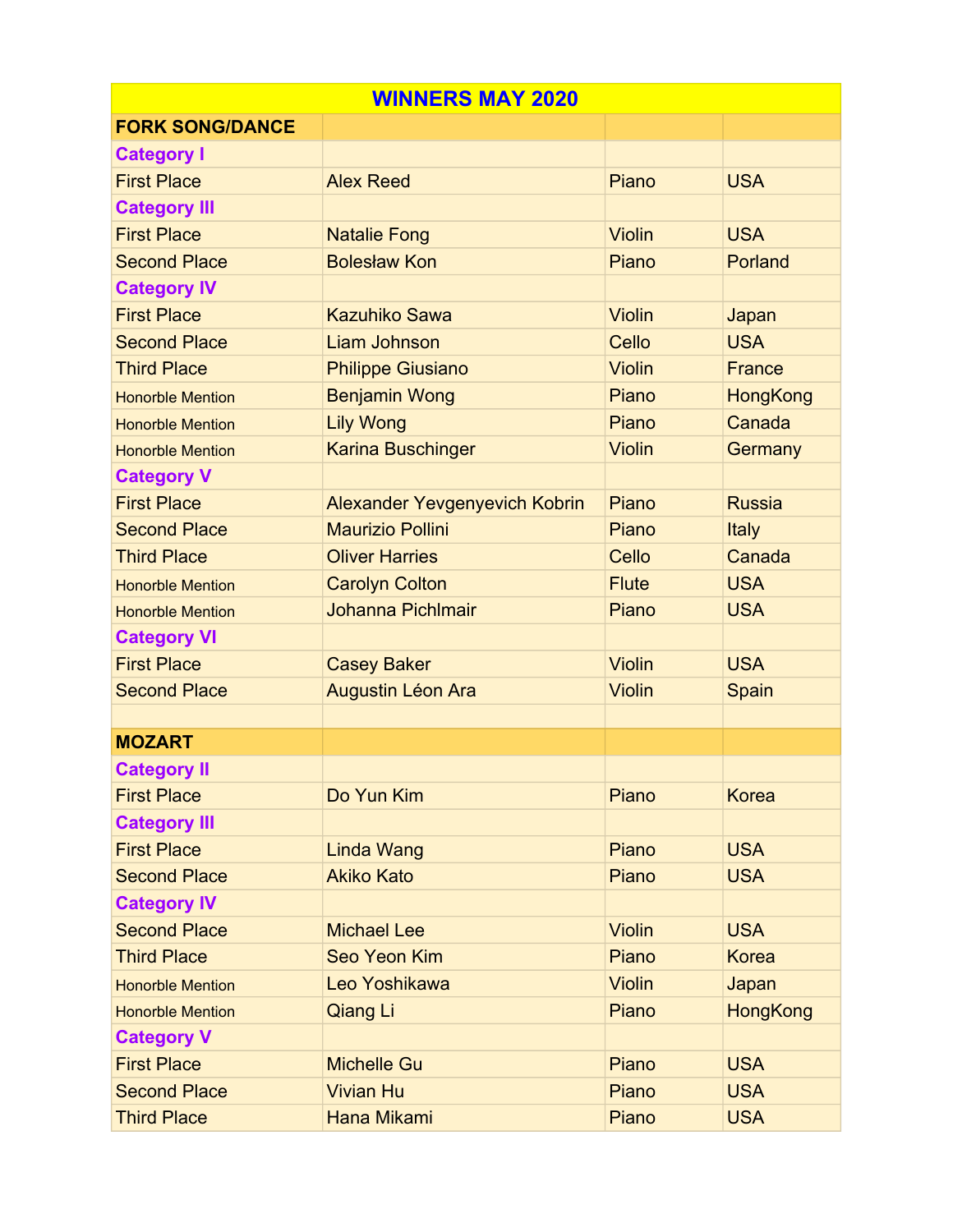| WINNERS MAY 2020 | | | |
|---|---|---|---|
| **FORK SONG/DANCE** | | | |
| **Category I** | | | |
| First Place | Alex Reed | Piano | USA |
| **Category III** | | | |
| First Place | Natalie Fong | Violin | USA |
| Second Place | Bolesław Kon | Piano | Porland |
| **Category IV** | | | |
| First Place | Kazuhiko Sawa | Violin | Japan |
| Second Place | Liam Johnson | Cello | USA |
| Third Place | Philippe Giusiano | Violin | France |
| Honorble Mention | Benjamin Wong | Piano | HongKong |
| Honorble Mention | Lily Wong | Piano | Canada |
| Honorble Mention | Karina Buschinger | Violin | Germany |
| **Category V** | | | |
| First Place | Alexander Yevgenyevich Kobrin | Piano | Russia |
| Second Place | Maurizio Pollini | Piano | Italy |
| Third Place | Oliver Harries | Cello | Canada |
| Honorble Mention | Carolyn Colton | Flute | USA |
| Honorble Mention | Johanna Pichlmair | Piano | USA |
| **Category VI** | | | |
| First Place | Casey Baker | Violin | USA |
| Second Place | Augustin Léon Ara | Violin | Spain |
| | | | |
| **MOZART** | | | |
| **Category II** | | | |
| First Place | Do Yun Kim | Piano | Korea |
| **Category III** | | | |
| First Place | Linda Wang | Piano | USA |
| Second Place | Akiko Kato | Piano | USA |
| **Category IV** | | | |
| Second Place | Michael Lee | Violin | USA |
| Third Place | Seo Yeon Kim | Piano | Korea |
| Honorble Mention | Leo Yoshikawa | Violin | Japan |
| Honorble Mention | Qiang Li | Piano | HongKong |
| **Category V** | | | |
| First Place | Michelle Gu | Piano | USA |
| Second Place | Vivian Hu | Piano | USA |
| Third Place | Hana Mikami | Piano | USA |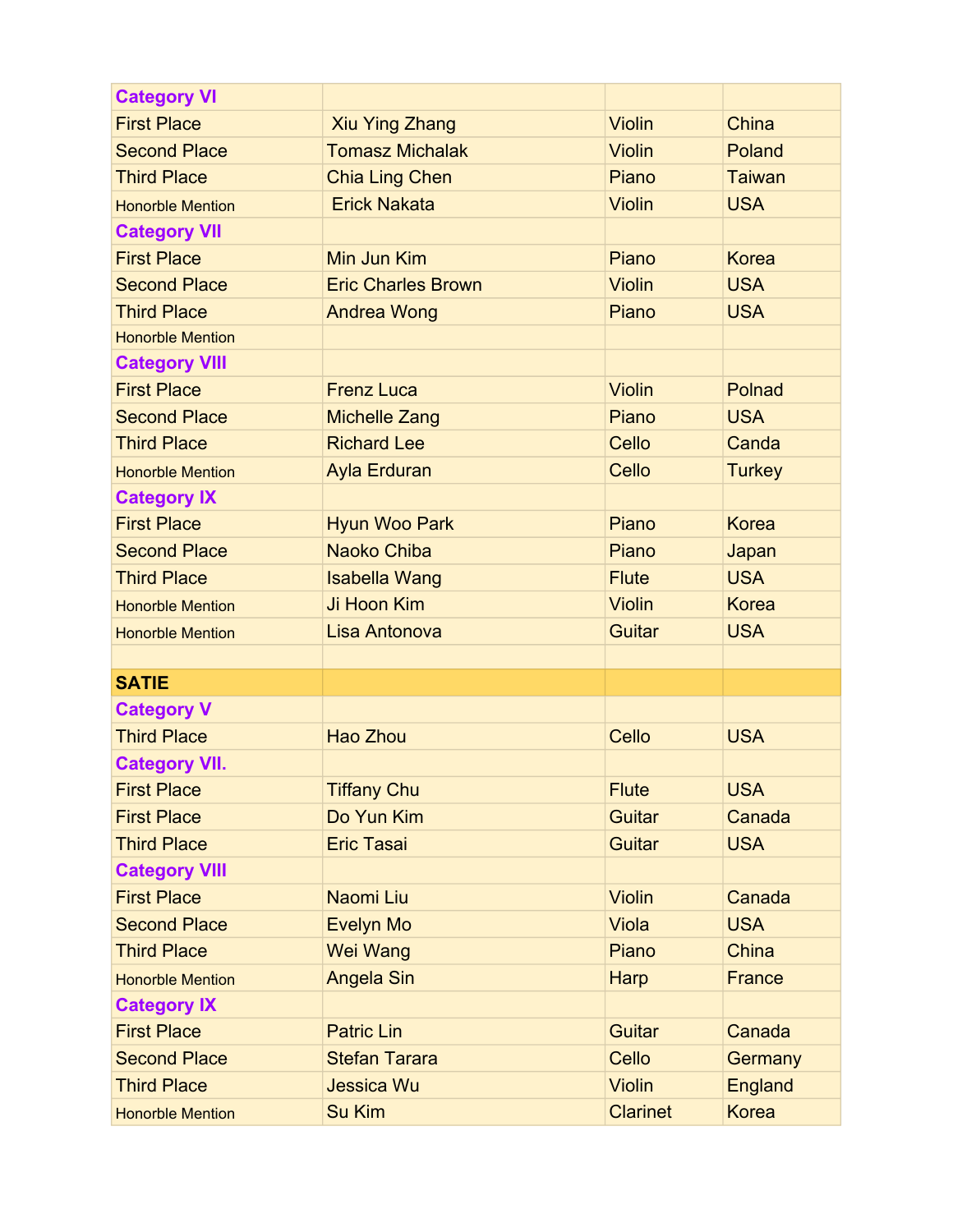| | | | |
|---|---|---|---|
| **Category VI** | | | |
| First Place | Xiu Ying Zhang | Violin | China |
| Second Place | Tomasz Michalak | Violin | Poland |
| Third Place | Chia Ling Chen | Piano | Taiwan |
| Honorble Mention | Erick Nakata | Violin | USA |
| **Category VII** | | | |
| First Place | Min Jun Kim | Piano | Korea |
| Second Place | Eric Charles Brown | Violin | USA |
| Third Place | Andrea Wong | Piano | USA |
| Honorble Mention | | | |
| **Category VIII** | | | |
| First Place | Frenz Luca | Violin | Polnad |
| Second Place | Michelle Zang | Piano | USA |
| Third Place | Richard Lee | Cello | Canda |
| Honorble Mention | Ayla Erduran | Cello | Turkey |
| **Category IX** | | | |
| First Place | Hyun Woo Park | Piano | Korea |
| Second Place | Naoko Chiba | Piano | Japan |
| Third Place | Isabella Wang | Flute | USA |
| Honorble Mention | Ji Hoon Kim | Violin | Korea |
| Honorble Mention | Lisa Antonova | Guitar | USA |
| | | | |
| **SATIE** | | | |
| **Category V** | | | |
| Third Place | Hao Zhou | Cello | USA |
| **Category VII.** | | | |
| First Place | Tiffany Chu | Flute | USA |
| First Place | Do Yun Kim | Guitar | Canada |
| Third Place | Eric Tasai | Guitar | USA |
| **Category VIII** | | | |
| First Place | Naomi Liu | Violin | Canada |
| Second Place | Evelyn Mo | Viola | USA |
| Third Place | Wei Wang | Piano | China |
| Honorble Mention | Angela Sin | Harp | France |
| **Category IX** | | | |
| First Place | Patric Lin | Guitar | Canada |
| Second Place | Stefan Tarara | Cello | Germany |
| Third Place | Jessica Wu | Violin | England |
| Honorble Mention | Su Kim | Clarinet | Korea |